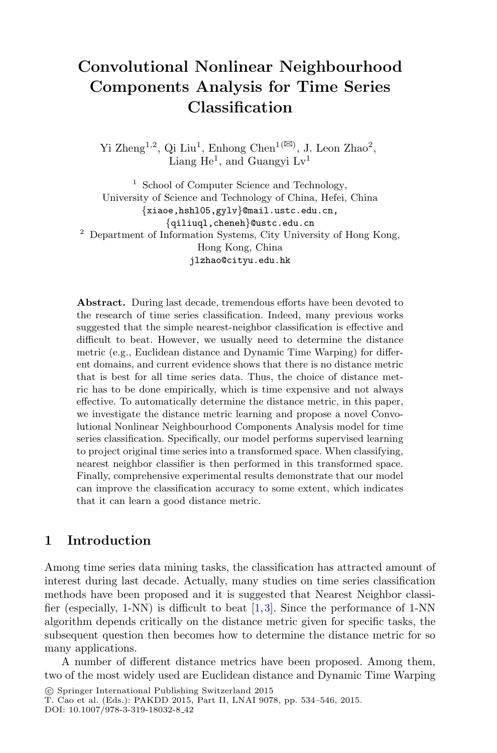# Convolutional Nonlinear Neighbourhood Components Analysis for Time Series Classification

Yi Zheng[1,2], Qi Liu[1], Enhong Chen[1(✉)], J. Leon Zhao[2], Liang He[1], and Guangyi Lv[1]

[1] School of Computer Science and Technology, University of Science and Technology of China, Hefei, China
{xiaoe,hshl05,gylv}@mail.ustc.edu.cn, {qiliuql,cheneh}@ustc.edu.cn

[2] Department of Information Systems, City University of Hong Kong, Hong Kong, China
jlzhao@cityu.edu.hk

**Abstract.** During last decade, tremendous efforts have been devoted to the research of time series classification. Indeed, many previous works suggested that the simple nearest-neighbor classification is effective and difficult to beat. However, we usually need to determine the distance metric (e.g., Euclidean distance and Dynamic Time Warping) for different domains, and current evidence shows that there is no distance metric that is best for all time series data. Thus, the choice of distance metric has to be done empirically, which is time expensive and not always effective. To automatically determine the distance metric, in this paper, we investigate the distance metric learning and propose a novel Convolutional Nonlinear Neighbourhood Components Analysis model for time series classification. Specifically, our model performs supervised learning to project original time series into a transformed space. When classifying, nearest neighbor classifier is then performed in this transformed space. Finally, comprehensive experimental results demonstrate that our model can improve the classification accuracy to some extent, which indicates that it can learn a good distance metric.

## 1 Introduction

Among time series data mining tasks, the classification has attracted amount of interest during last decade. Actually, many studies on time series classification methods have been proposed and it is suggested that Nearest Neighbor classifier (especially, 1-NN) is difficult to beat [1,3]. Since the performance of 1-NN algorithm depends critically on the distance metric given for specific tasks, the subsequent question then becomes how to determine the distance metric for so many applications.

A number of different distance metrics have been proposed. Among them, two of the most widely used are Euclidean distance and Dynamic Time Warping

© Springer International Publishing Switzerland 2015
T. Cao et al. (Eds.): PAKDD 2015, Part II, LNAI 9078, pp. 534–546, 2015.
DOI: 10.1007/978-3-319-18032-8_42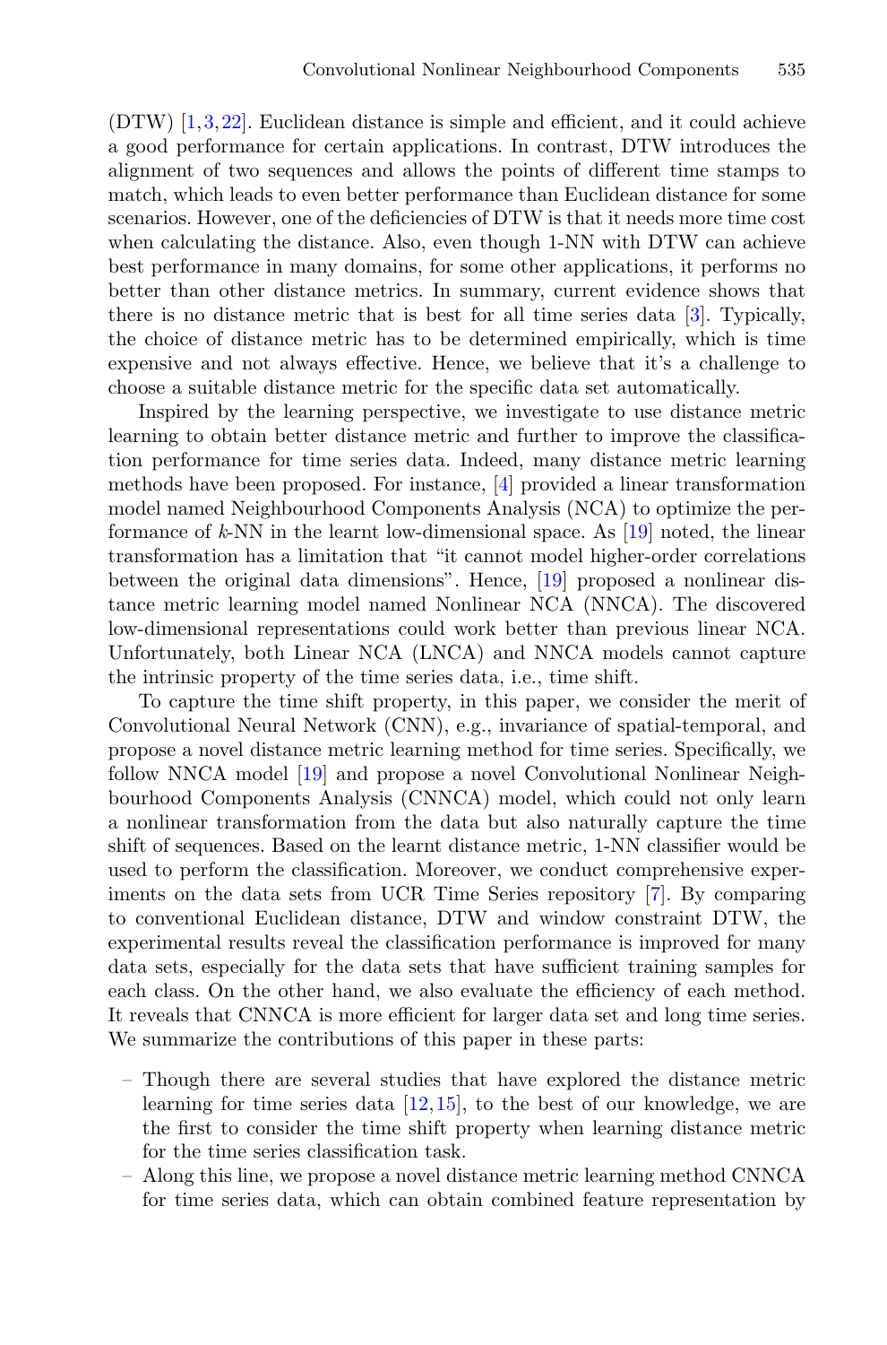(DTW) [1,3,22]. Euclidean distance is simple and efficient, and it could achieve a good performance for certain applications. In contrast, DTW introduces the alignment of two sequences and allows the points of different time stamps to match, which leads to even better performance than Euclidean distance for some scenarios. However, one of the deficiencies of DTW is that it needs more time cost when calculating the distance. Also, even though 1-NN with DTW can achieve best performance in many domains, for some other applications, it performs no better than other distance metrics. In summary, current evidence shows that there is no distance metric that is best for all time series data [3]. Typically, the choice of distance metric has to be determined empirically, which is time expensive and not always effective. Hence, we believe that it's a challenge to choose a suitable distance metric for the specific data set automatically.

Inspired by the learning perspective, we investigate to use distance metric learning to obtain better distance metric and further to improve the classification performance for time series data. Indeed, many distance metric learning methods have been proposed. For instance, [4] provided a linear transformation model named Neighbourhood Components Analysis (NCA) to optimize the performance of *k*-NN in the learnt low-dimensional space. As [19] noted, the linear transformation has a limitation that "it cannot model higher-order correlations between the original data dimensions". Hence, [19] proposed a nonlinear distance metric learning model named Nonlinear NCA (NNCA). The discovered low-dimensional representations could work better than previous linear NCA. Unfortunately, both Linear NCA (LNCA) and NNCA models cannot capture the intrinsic property of the time series data, i.e., time shift.

To capture the time shift property, in this paper, we consider the merit of Convolutional Neural Network (CNN), e.g., invariance of spatial-temporal, and propose a novel distance metric learning method for time series. Specifically, we follow NNCA model [19] and propose a novel Convolutional Nonlinear Neighbourhood Components Analysis (CNNCA) model, which could not only learn a nonlinear transformation from the data but also naturally capture the time shift of sequences. Based on the learnt distance metric, 1-NN classifier would be used to perform the classification. Moreover, we conduct comprehensive experiments on the data sets from UCR Time Series repository [7]. By comparing to conventional Euclidean distance, DTW and window constraint DTW, the experimental results reveal the classification performance is improved for many data sets, especially for the data sets that have sufficient training samples for each class. On the other hand, we also evaluate the efficiency of each method. It reveals that CNNCA is more efficient for larger data set and long time series. We summarize the contributions of this paper in these parts:

- Though there are several studies that have explored the distance metric learning for time series data [12,15], to the best of our knowledge, we are the first to consider the time shift property when learning distance metric for the time series classification task.
- Along this line, we propose a novel distance metric learning method CNNCA for time series data, which can obtain combined feature representation by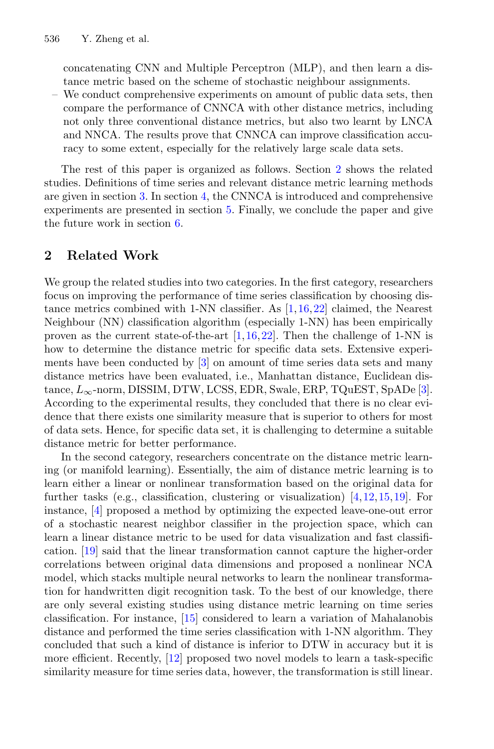concatenating CNN and Multiple Perceptron (MLP), and then learn a distance metric based on the scheme of stochastic neighbour assignments.

- We conduct comprehensive experiments on amount of public data sets, then compare the performance of CNNCA with other distance metrics, including not only three conventional distance metrics, but also two learnt by LNCA and NNCA. The results prove that CNNCA can improve classification accuracy to some extent, especially for the relatively large scale data sets.

The rest of this paper is organized as follows. Section 2 shows the related studies. Definitions of time series and relevant distance metric learning methods are given in section 3. In section 4, the CNNCA is introduced and comprehensive experiments are presented in section 5. Finally, we conclude the paper and give the future work in section 6.

## 2 Related Work

We group the related studies into two categories. In the first category, researchers focus on improving the performance of time series classification by choosing distance metrics combined with 1-NN classifier. As [1,16,22] claimed, the Nearest Neighbour (NN) classification algorithm (especially 1-NN) has been empirically proven as the current state-of-the-art [1,16,22]. Then the challenge of 1-NN is how to determine the distance metric for specific data sets. Extensive experiments have been conducted by [3] on amount of time series data sets and many distance metrics have been evaluated, i.e., Manhattan distance, Euclidean distance, $L_{\infty}$-norm, DISSIM, DTW, LCSS, EDR, Swale, ERP, TQuEST, SpADe [3]. According to the experimental results, they concluded that there is no clear evidence that there exists one similarity measure that is superior to others for most of data sets. Hence, for specific data set, it is challenging to determine a suitable distance metric for better performance.

In the second category, researchers concentrate on the distance metric learning (or manifold learning). Essentially, the aim of distance metric learning is to learn either a linear or nonlinear transformation based on the original data for further tasks (e.g., classification, clustering or visualization) [4,12,15,19]. For instance, [4] proposed a method by optimizing the expected leave-one-out error of a stochastic nearest neighbor classifier in the projection space, which can learn a linear distance metric to be used for data visualization and fast classification. [19] said that the linear transformation cannot capture the higher-order correlations between original data dimensions and proposed a nonlinear NCA model, which stacks multiple neural networks to learn the nonlinear transformation for handwritten digit recognition task. To the best of our knowledge, there are only several existing studies using distance metric learning on time series classification. For instance, [15] considered to learn a variation of Mahalanobis distance and performed the time series classification with 1-NN algorithm. They concluded that such a kind of distance is inferior to DTW in accuracy but it is more efficient. Recently, [12] proposed two novel models to learn a task-specific similarity measure for time series data, however, the transformation is still linear.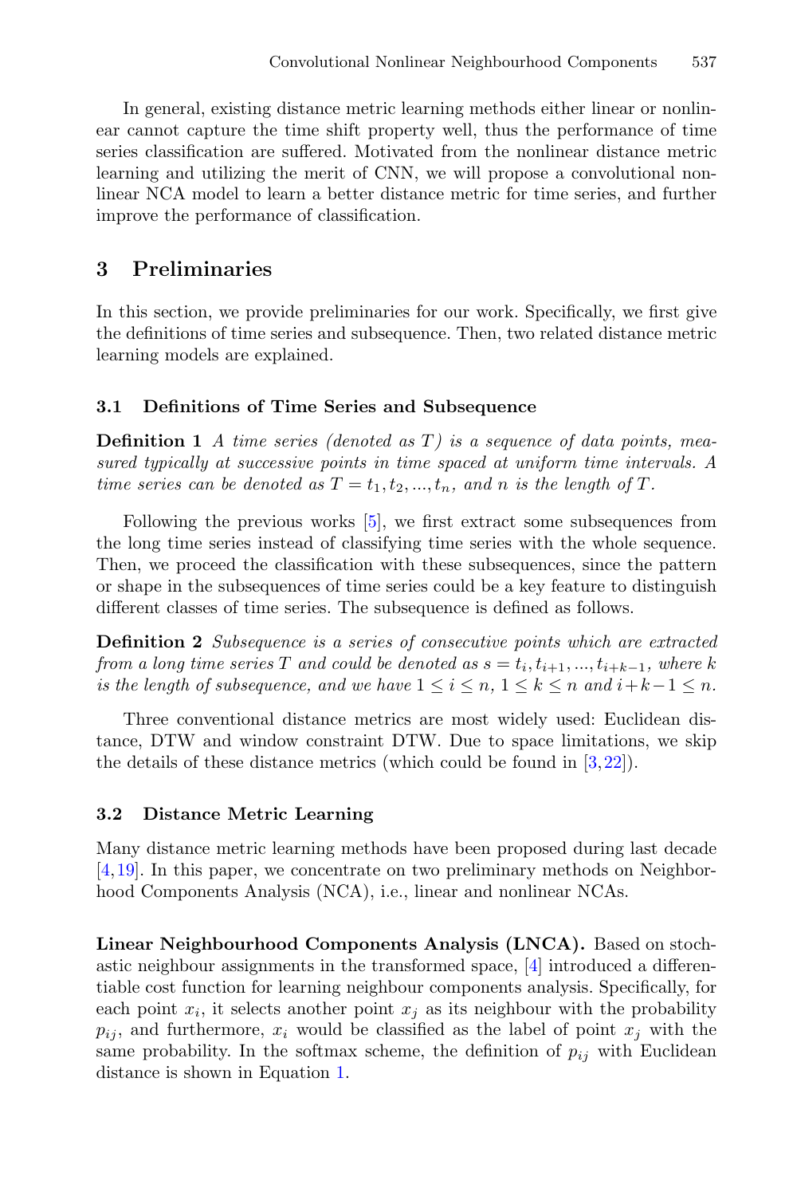In general, existing distance metric learning methods either linear or nonlinear cannot capture the time shift property well, thus the performance of time series classification are suffered. Motivated from the nonlinear distance metric learning and utilizing the merit of CNN, we will propose a convolutional nonlinear NCA model to learn a better distance metric for time series, and further improve the performance of classification.

## 3 Preliminaries

In this section, we provide preliminaries for our work. Specifically, we first give the definitions of time series and subsequence. Then, two related distance metric learning models are explained.

### 3.1 Definitions of Time Series and Subsequence

**Definition 1** *A time series (denoted as $T$) is a sequence of data points, measured typically at successive points in time spaced at uniform time intervals. A time series can be denoted as $T = t_1, t_2, ..., t_n$, and $n$ is the length of $T$.*

Following the previous works [5], we first extract some subsequences from the long time series instead of classifying time series with the whole sequence. Then, we proceed the classification with these subsequences, since the pattern or shape in the subsequences of time series could be a key feature to distinguish different classes of time series. The subsequence is defined as follows.

**Definition 2** *Subsequence is a series of consecutive points which are extracted from a long time series $T$ and could be denoted as $s = t_i, t_{i+1}, ..., t_{i+k-1}$, where $k$ is the length of subsequence, and we have $1 \leq i \leq n$, $1 \leq k \leq n$ and $i+k-1 \leq n$.*

Three conventional distance metrics are most widely used: Euclidean distance, DTW and window constraint DTW. Due to space limitations, we skip the details of these distance metrics (which could be found in [3,22]).

### 3.2 Distance Metric Learning

Many distance metric learning methods have been proposed during last decade [4,19]. In this paper, we concentrate on two preliminary methods on Neighborhood Components Analysis (NCA), i.e., linear and nonlinear NCAs.

**Linear Neighbourhood Components Analysis (LNCA).** Based on stochastic neighbour assignments in the transformed space, [4] introduced a differentiable cost function for learning neighbour components analysis. Specifically, for each point $x_i$, it selects another point $x_j$ as its neighbour with the probability $p_{ij}$, and furthermore, $x_i$ would be classified as the label of point $x_j$ with the same probability. In the softmax scheme, the definition of $p_{ij}$ with Euclidean distance is shown in Equation 1.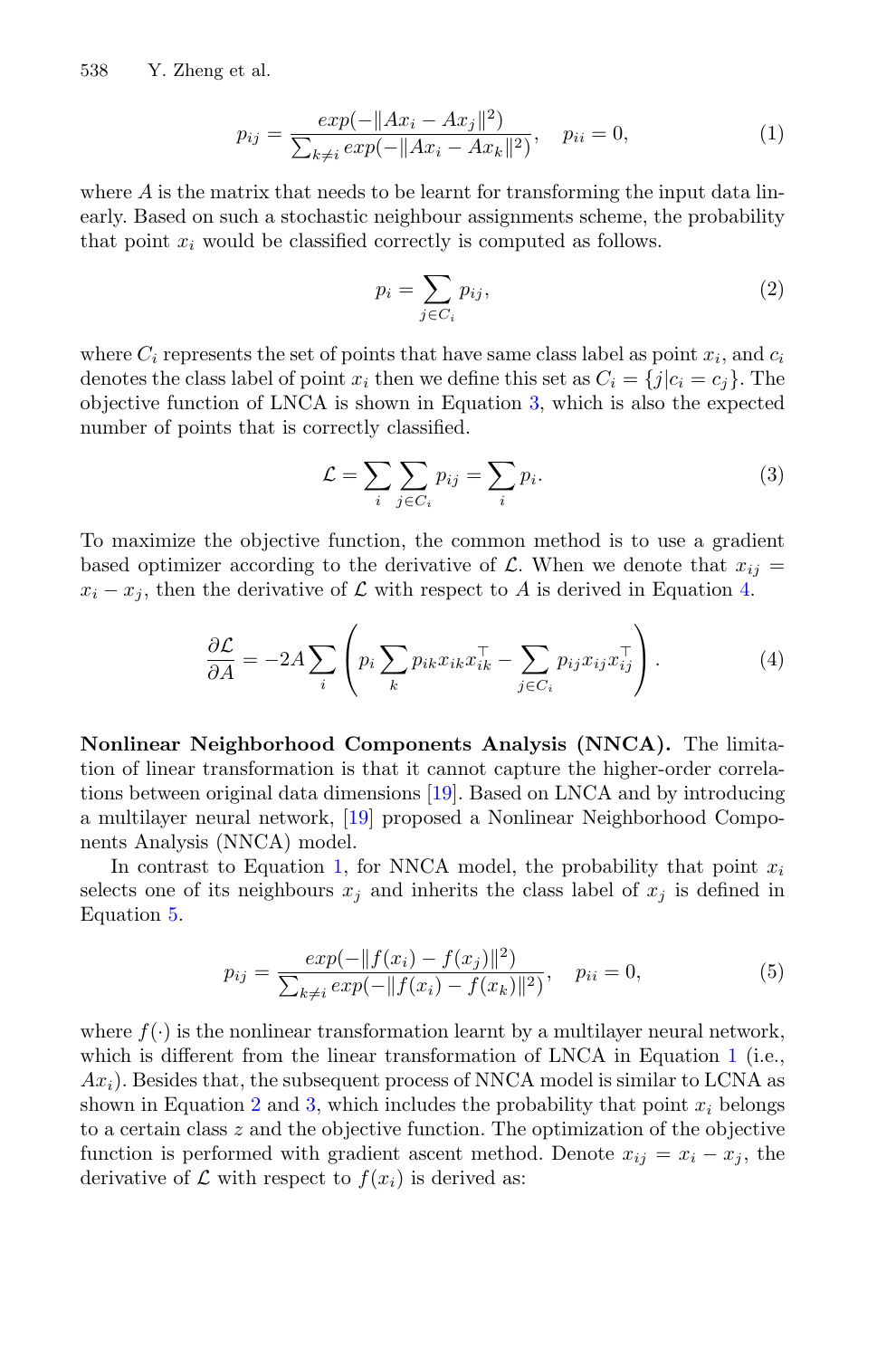$$p_{ij} = \frac{exp(-\|Ax_i - Ax_j\|^2)}{\sum_{k \neq i} exp(-\|Ax_i - Ax_k\|^2)}, \quad p_{ii} = 0, \tag{1}$$

where $A$ is the matrix that needs to be learnt for transforming the input data linearly. Based on such a stochastic neighbour assignments scheme, the probability that point $x_i$ would be classified correctly is computed as follows.

$$p_i = \sum_{j \in C_i} p_{ij}, \tag{2}$$

where $C_i$ represents the set of points that have same class label as point $x_i$, and $c_i$ denotes the class label of point $x_i$ then we define this set as $C_i = \{j | c_i = c_j\}$. The objective function of LNCA is shown in Equation 3, which is also the expected number of points that is correctly classified.

$$\mathcal{L} = \sum_i \sum_{j \in C_i} p_{ij} = \sum_i p_i. \tag{3}$$

To maximize the objective function, the common method is to use a gradient based optimizer according to the derivative of $\mathcal{L}$. When we denote that $x_{ij} = x_i - x_j$, then the derivative of $\mathcal{L}$ with respect to $A$ is derived in Equation 4.

$$\frac{\partial \mathcal{L}}{\partial A} = -2A \sum_i \left( p_i \sum_k p_{ik} x_{ik} x_{ik}^\top - \sum_{j \in C_i} p_{ij} x_{ij} x_{ij}^\top \right). \tag{4}$$

**Nonlinear Neighborhood Components Analysis (NNCA).** The limitation of linear transformation is that it cannot capture the higher-order correlations between original data dimensions [19]. Based on LNCA and by introducing a multilayer neural network, [19] proposed a Nonlinear Neighborhood Components Analysis (NNCA) model.

In contrast to Equation 1, for NNCA model, the probability that point $x_i$ selects one of its neighbours $x_j$ and inherits the class label of $x_j$ is defined in Equation 5.

$$p_{ij} = \frac{exp(-\|f(x_i) - f(x_j)\|^2)}{\sum_{k \neq i} exp(-\|f(x_i) - f(x_k)\|^2)}, \quad p_{ii} = 0, \tag{5}$$

where $f(\cdot)$ is the nonlinear transformation learnt by a multilayer neural network, which is different from the linear transformation of LNCA in Equation 1 (i.e., $Ax_i$). Besides that, the subsequent process of NNCA model is similar to LCNA as shown in Equation 2 and 3, which includes the probability that point $x_i$ belongs to a certain class $z$ and the objective function. The optimization of the objective function is performed with gradient ascent method. Denote $x_{ij} = x_i - x_j$, the derivative of $\mathcal{L}$ with respect to $f(x_i)$ is derived as: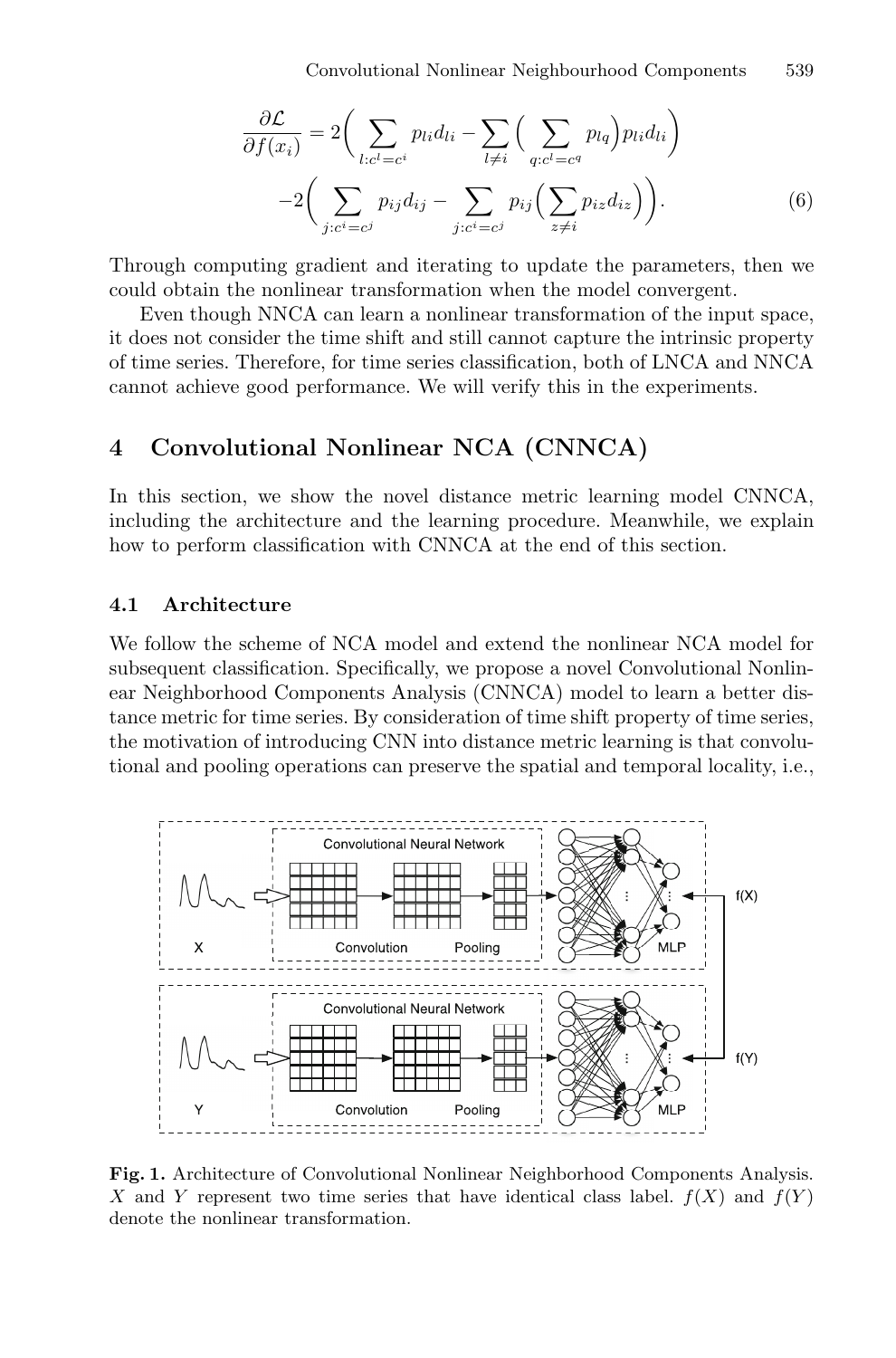$$\frac{\partial \mathcal{L}}{\partial f(x_i)} = 2\Big( \sum_{l:c^l=c^i} p_{li} d_{li} - \sum_{l \neq i} \Big( \sum_{q:c^l=c^q} p_{lq} \Big) p_{li} d_{li} \Big) \\ -2\Big( \sum_{j:c^i=c^j} p_{ij} d_{ij} - \sum_{j:c^i=c^j} p_{ij} \Big( \sum_{z \neq i} p_{iz} d_{iz} \Big) \Big). \tag{6}$$

Through computing gradient and iterating to update the parameters, then we could obtain the nonlinear transformation when the model convergent.

Even though NNCA can learn a nonlinear transformation of the input space, it does not consider the time shift and still cannot capture the intrinsic property of time series. Therefore, for time series classification, both of LNCA and NNCA cannot achieve good performance. We will verify this in the experiments.

## 4 Convolutional Nonlinear NCA (CNNCA)

In this section, we show the novel distance metric learning model CNNCA, including the architecture and the learning procedure. Meanwhile, we explain how to perform classification with CNNCA at the end of this section.

### 4.1 Architecture

We follow the scheme of NCA model and extend the nonlinear NCA model for subsequent classification. Specifically, we propose a novel Convolutional Nonlinear Neighborhood Components Analysis (CNNCA) model to learn a better distance metric for time series. By consideration of time shift property of time series, the motivation of introducing CNN into distance metric learning is that convolutional and pooling operations can preserve the spatial and temporal locality, i.e.,

**Fig. 1.** Architecture of Convolutional Nonlinear Neighborhood Components Analysis. $X$ and $Y$ represent two time series that have identical class label. $f(X)$ and $f(Y)$ denote the nonlinear transformation.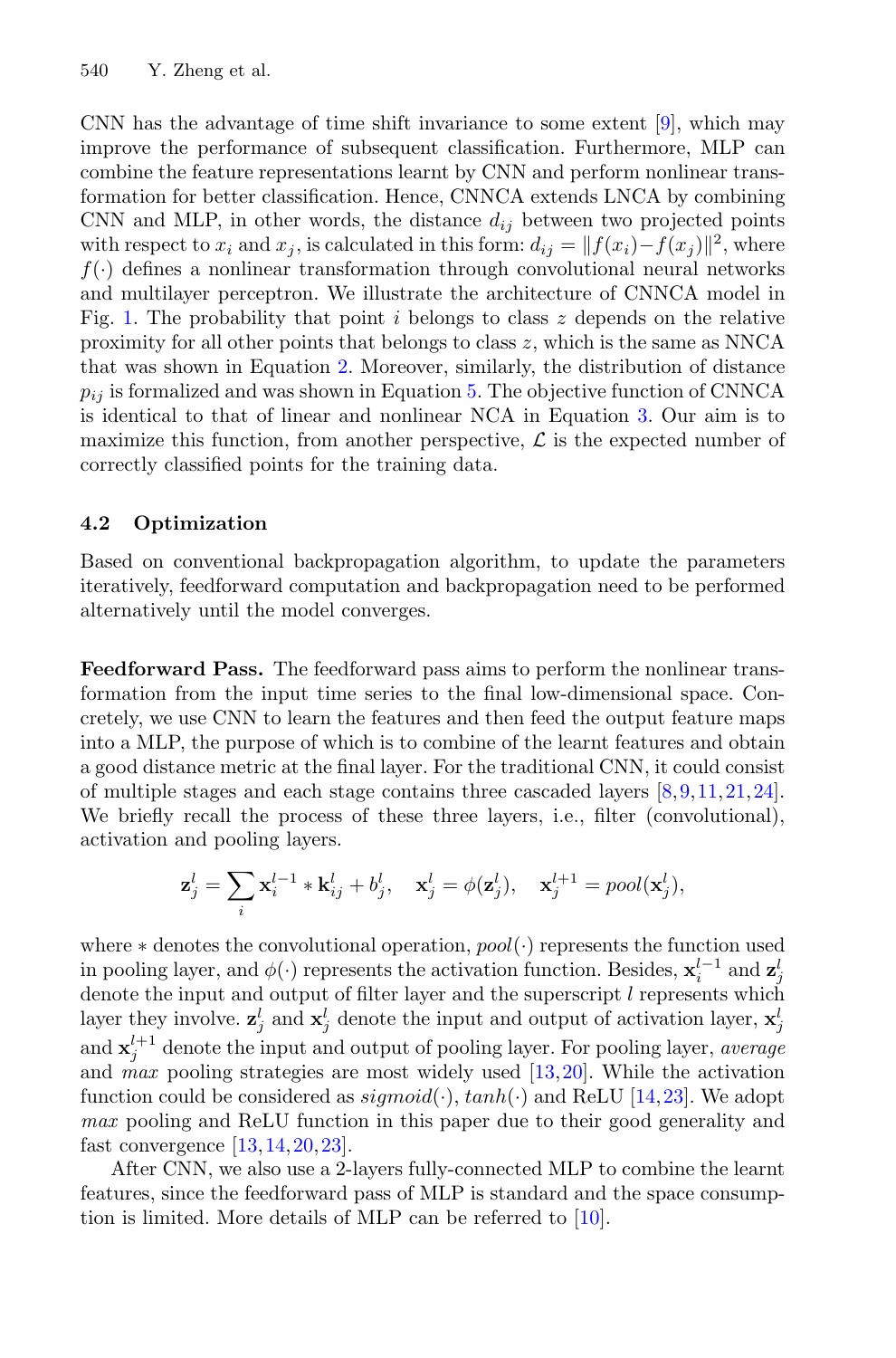CNN has the advantage of time shift invariance to some extent [9], which may improve the performance of subsequent classification. Furthermore, MLP can combine the feature representations learnt by CNN and perform nonlinear transformation for better classification. Hence, CNNCA extends LNCA by combining CNN and MLP, in other words, the distance $d_{ij}$ between two projected points with respect to $x_i$ and $x_j$, is calculated in this form: $d_{ij} = \|f(x_i) - f(x_j)\|^2$, where $f(\cdot)$ defines a nonlinear transformation through convolutional neural networks and multilayer perceptron. We illustrate the architecture of CNNCA model in Fig. 1. The probability that point $i$ belongs to class $z$ depends on the relative proximity for all other points that belongs to class $z$, which is the same as NNCA that was shown in Equation 2. Moreover, similarly, the distribution of distance $p_{ij}$ is formalized and was shown in Equation 5. The objective function of CNNCA is identical to that of linear and nonlinear NCA in Equation 3. Our aim is to maximize this function, from another perspective, $\mathcal{L}$ is the expected number of correctly classified points for the training data.

### 4.2 Optimization

Based on conventional backpropagation algorithm, to update the parameters iteratively, feedforward computation and backpropagation need to be performed alternatively until the model converges.

**Feedforward Pass.** The feedforward pass aims to perform the nonlinear transformation from the input time series to the final low-dimensional space. Concretely, we use CNN to learn the features and then feed the output feature maps into a MLP, the purpose of which is to combine of the learnt features and obtain a good distance metric at the final layer. For the traditional CNN, it could consist of multiple stages and each stage contains three cascaded layers [8,9,11,21,24]. We briefly recall the process of these three layers, i.e., filter (convolutional), activation and pooling layers.

$$\mathbf{z}_j^l = \sum_i \mathbf{x}_i^{l-1} * \mathbf{k}_{ij}^l + b_j^l, \quad \mathbf{x}_j^l = \phi(\mathbf{z}_j^l), \quad \mathbf{x}_j^{l+1} = pool(\mathbf{x}_j^l),$$

where $*$ denotes the convolutional operation, $pool(\cdot)$ represents the function used in pooling layer, and $\phi(\cdot)$ represents the activation function. Besides, $\mathbf{x}_i^{l-1}$ and $\mathbf{z}_j^l$ denote the input and output of filter layer and the superscript $l$ represents which layer they involve. $\mathbf{z}_j^l$ and $\mathbf{x}_j^l$ denote the input and output of activation layer, $\mathbf{x}_j^l$ and $\mathbf{x}_j^{l+1}$ denote the input and output of pooling layer. For pooling layer, *average* and *max* pooling strategies are most widely used [13,20]. While the activation function could be considered as $sigmoid(\cdot)$, $tanh(\cdot)$ and ReLU [14,23]. We adopt *max* pooling and ReLU function in this paper due to their good generality and fast convergence [13,14,20,23].

After CNN, we also use a 2-layers fully-connected MLP to combine the learnt features, since the feedforward pass of MLP is standard and the space consumption is limited. More details of MLP can be referred to [10].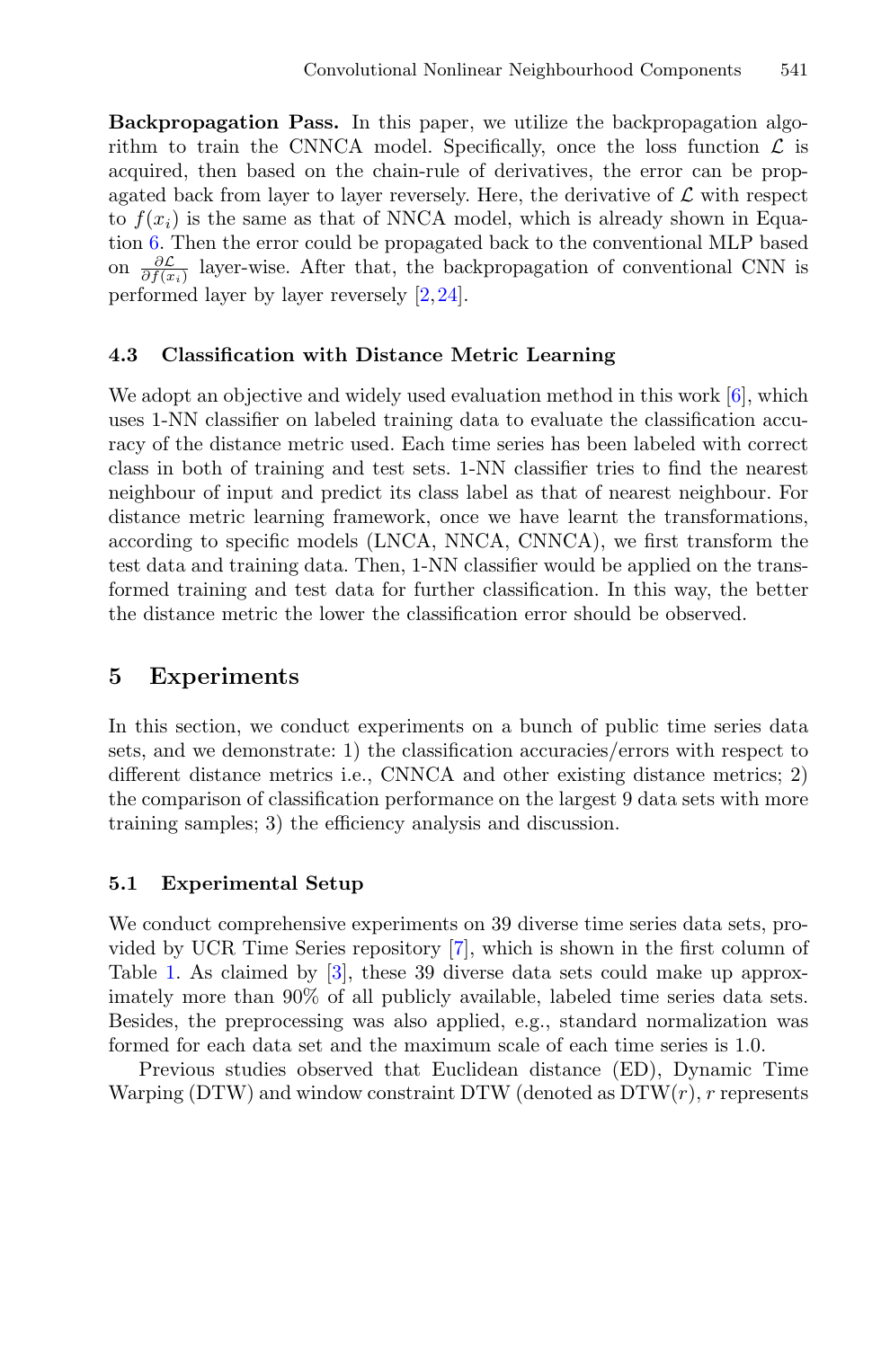**Backpropagation Pass.** In this paper, we utilize the backpropagation algorithm to train the CNNCA model. Specifically, once the loss function $\mathcal{L}$ is acquired, then based on the chain-rule of derivatives, the error can be propagated back from layer to layer reversely. Here, the derivative of $\mathcal{L}$ with respect to $f(x_i)$ is the same as that of NNCA model, which is already shown in Equation 6. Then the error could be propagated back to the conventional MLP based on $\frac{\partial \mathcal{L}}{\partial f(x_i)}$ layer-wise. After that, the backpropagation of conventional CNN is performed layer by layer reversely [2,24].

### 4.3 Classification with Distance Metric Learning

We adopt an objective and widely used evaluation method in this work [6], which uses 1-NN classifier on labeled training data to evaluate the classification accuracy of the distance metric used. Each time series has been labeled with correct class in both of training and test sets. 1-NN classifier tries to find the nearest neighbour of input and predict its class label as that of nearest neighbour. For distance metric learning framework, once we have learnt the transformations, according to specific models (LNCA, NNCA, CNNCA), we first transform the test data and training data. Then, 1-NN classifier would be applied on the transformed training and test data for further classification. In this way, the better the distance metric the lower the classification error should be observed.

## 5 Experiments

In this section, we conduct experiments on a bunch of public time series data sets, and we demonstrate: 1) the classification accuracies/errors with respect to different distance metrics i.e., CNNCA and other existing distance metrics; 2) the comparison of classification performance on the largest 9 data sets with more training samples; 3) the efficiency analysis and discussion.

### 5.1 Experimental Setup

We conduct comprehensive experiments on 39 diverse time series data sets, provided by UCR Time Series repository [7], which is shown in the first column of Table 1. As claimed by [3], these 39 diverse data sets could make up approximately more than 90% of all publicly available, labeled time series data sets. Besides, the preprocessing was also applied, e.g., standard normalization was formed for each data set and the maximum scale of each time series is 1.0.

Previous studies observed that Euclidean distance (ED), Dynamic Time Warping (DTW) and window constraint DTW (denoted as DTW($r$), $r$ represents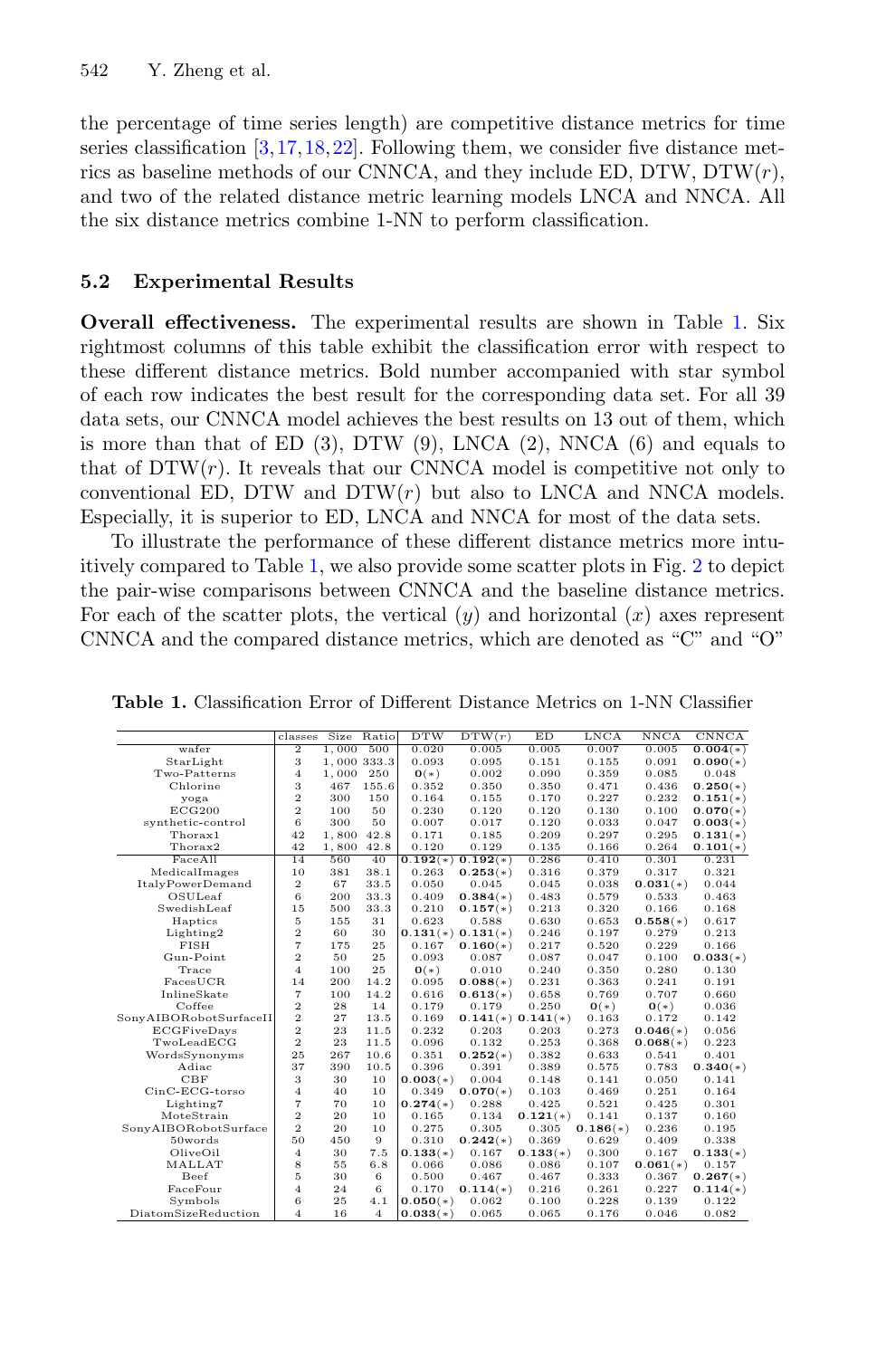the percentage of time series length) are competitive distance metrics for time series classification [3,17,18,22]. Following them, we consider five distance metrics as baseline methods of our CNNCA, and they include ED, DTW, DTW($r$), and two of the related distance metric learning models LNCA and NNCA. All the six distance metrics combine 1-NN to perform classification.

### 5.2 Experimental Results

**Overall effectiveness.** The experimental results are shown in Table 1. Six rightmost columns of this table exhibit the classification error with respect to these different distance metrics. Bold number accompanied with star symbol of each row indicates the best result for the corresponding data set. For all 39 data sets, our CNNCA model achieves the best results on 13 out of them, which is more than that of ED (3), DTW (9), LNCA (2), NNCA (6) and equals to that of DTW($r$). It reveals that our CNNCA model is competitive not only to conventional ED, DTW and DTW($r$) but also to LNCA and NNCA models. Especially, it is superior to ED, LNCA and NNCA for most of the data sets.

To illustrate the performance of these different distance metrics more intuitively compared to Table 1, we also provide some scatter plots in Fig. 2 to depict the pair-wise comparisons between CNNCA and the baseline distance metrics. For each of the scatter plots, the vertical ($y$) and horizontal ($x$) axes represent CNNCA and the compared distance metrics, which are denoted as "C" and "O"

**Table 1.** Classification Error of Different Distance Metrics on 1-NN Classifier

| | classes | Size | Ratio | DTW | DTW($r$) | ED | LNCA | NNCA | CNNCA |
|---|---|---|---|---|---|---|---|---|---|
| wafer | 2 | 1,000 | 500 | 0.020 | 0.005 | 0.005 | 0.007 | 0.005 | **0.004**(*) |
| StarLight | 3 | 1,000 | 333.3 | 0.093 | 0.095 | 0.151 | 0.155 | 0.091 | **0.090**(*) |
| Two-Patterns | 4 | 1,000 | 250 | **0**(*) | 0.002 | 0.090 | 0.359 | 0.085 | 0.048 |
| Chlorine | 3 | 467 | 155.6 | 0.352 | 0.350 | 0.350 | 0.471 | 0.436 | **0.250**(*) |
| yoga | 2 | 300 | 150 | 0.164 | 0.155 | 0.170 | 0.227 | 0.232 | **0.151**(*) |
| ECG200 | 2 | 100 | 50 | 0.230 | 0.120 | 0.120 | 0.130 | 0.100 | **0.070**(*) |
| synthetic-control | 6 | 300 | 50 | 0.007 | 0.017 | 0.120 | 0.033 | 0.047 | **0.003**(*) |
| Thorax1 | 42 | 1,800 | 42.8 | 0.171 | 0.185 | 0.209 | 0.297 | 0.295 | **0.131**(*) |
| Thorax2 | 42 | 1,800 | 42.8 | 0.120 | 0.129 | 0.135 | 0.166 | 0.264 | **0.101**(*) |
| FaceAll | 14 | 560 | 40 | **0.192**(*) | **0.192**(*) | 0.286 | 0.410 | 0.301 | 0.231 |
| MedicalImages | 10 | 381 | 38.1 | 0.263 | **0.253**(*) | 0.316 | 0.379 | 0.317 | 0.321 |
| ItalyPowerDemand | 2 | 67 | 33.5 | 0.050 | 0.045 | 0.045 | 0.038 | **0.031**(*) | 0.044 |
| OSULeaf | 6 | 200 | 33.3 | 0.409 | **0.384**(*) | 0.483 | 0.579 | 0.533 | 0.463 |
| SwedishLeaf | 15 | 500 | 33.3 | 0.210 | **0.157**(*) | 0.213 | 0.320 | 0.166 | 0.168 |
| Haptics | 5 | 155 | 31 | 0.623 | 0.588 | 0.630 | 0.653 | **0.558**(*) | 0.617 |
| Lighting2 | 2 | 60 | 30 | **0.131**(*) | **0.131**(*) | 0.246 | 0.197 | 0.279 | 0.213 |
| FISH | 7 | 175 | 25 | 0.167 | **0.160**(*) | 0.217 | 0.520 | 0.229 | 0.166 |
| Gun-Point | 2 | 50 | 25 | 0.093 | 0.087 | 0.087 | 0.047 | 0.100 | **0.033**(*) |
| Trace | 4 | 100 | 25 | **0**(*) | 0.010 | 0.240 | 0.350 | 0.280 | 0.130 |
| FacesUCR | 14 | 200 | 14.2 | 0.095 | **0.088**(*) | 0.231 | 0.363 | 0.241 | 0.191 |
| InlineSkate | 7 | 100 | 14.2 | 0.616 | **0.613**(*) | 0.658 | 0.769 | 0.707 | 0.660 |
| Coffee | 2 | 28 | 14 | 0.179 | 0.179 | 0.250 | **0**(*) | **0**(*) | 0.036 |
| SonyAIBORobotSurfaceII | 2 | 27 | 13.5 | 0.169 | **0.141**(*) | **0.141**(*) | 0.163 | 0.172 | 0.142 |
| ECGFiveDays | 2 | 23 | 11.5 | 0.232 | 0.203 | 0.203 | 0.273 | **0.046**(*) | 0.056 |
| TwoLeadECG | 2 | 23 | 11.5 | 0.096 | 0.132 | 0.253 | 0.368 | **0.068**(*) | 0.223 |
| WordsSynonyms | 25 | 267 | 10.6 | 0.351 | **0.252**(*) | 0.382 | 0.633 | 0.541 | 0.401 |
| Adiac | 37 | 390 | 10.5 | 0.396 | 0.391 | 0.389 | 0.575 | 0.783 | **0.340**(*) |
| CBF | 3 | 30 | 10 | **0.003**(*) | 0.004 | 0.148 | 0.141 | 0.050 | 0.141 |
| CinC-ECG-torso | 4 | 40 | 10 | 0.349 | **0.070**(*) | 0.103 | 0.469 | 0.251 | 0.164 |
| Lighting7 | 7 | 70 | 10 | **0.274**(*) | 0.288 | 0.425 | 0.521 | 0.425 | 0.301 |
| MoteStrain | 2 | 20 | 10 | 0.165 | 0.134 | **0.121**(*) | 0.141 | 0.137 | 0.160 |
| SonyAIBORobotSurface | 2 | 20 | 10 | 0.275 | 0.305 | 0.305 | **0.186**(*) | 0.236 | 0.195 |
| 50words | 50 | 450 | 9 | 0.310 | **0.242**(*) | 0.369 | 0.629 | 0.409 | 0.338 |
| OliveOil | 4 | 30 | 7.5 | **0.133**(*) | 0.167 | **0.133**(*) | 0.300 | 0.167 | **0.133**(*) |
| MALLAT | 8 | 55 | 6.8 | 0.066 | 0.086 | 0.086 | 0.107 | **0.061**(*) | 0.157 |
| Beef | 5 | 30 | 6 | 0.500 | 0.467 | 0.467 | 0.333 | 0.367 | **0.267**(*) |
| FaceFour | 4 | 24 | 6 | 0.170 | **0.114**(*) | 0.216 | 0.261 | 0.227 | **0.114**(*) |
| Symbols | 6 | 25 | 4.1 | **0.050**(*) | 0.062 | 0.100 | 0.228 | 0.139 | 0.122 |
| DiatomSizeReduction | 4 | 16 | 4 | **0.033**(*) | 0.065 | 0.065 | 0.176 | 0.046 | 0.082 |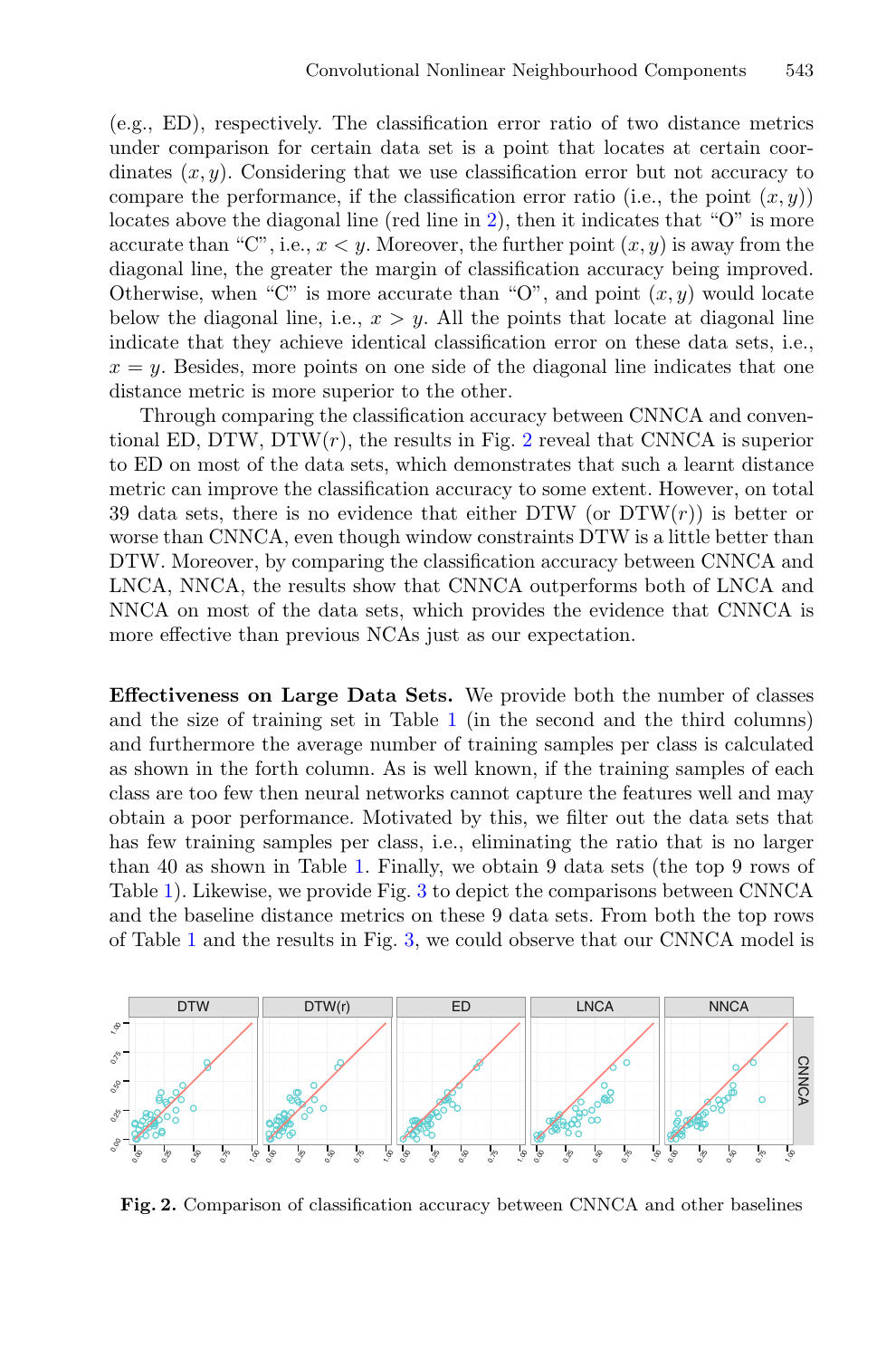(e.g., ED), respectively. The classification error ratio of two distance metrics under comparison for certain data set is a point that locates at certain coordinates $(x, y)$. Considering that we use classification error but not accuracy to compare the performance, if the classification error ratio (i.e., the point $(x, y)$) locates above the diagonal line (red line in 2), then it indicates that "O" is more accurate than "C", i.e., $x < y$. Moreover, the further point $(x, y)$ is away from the diagonal line, the greater the margin of classification accuracy being improved. Otherwise, when "C" is more accurate than "O", and point $(x, y)$ would locate below the diagonal line, i.e., $x > y$. All the points that locate at diagonal line indicate that they achieve identical classification error on these data sets, i.e., $x = y$. Besides, more points on one side of the diagonal line indicates that one distance metric is more superior to the other.

Through comparing the classification accuracy between CNNCA and conventional ED, DTW, DTW($r$), the results in Fig. 2 reveal that CNNCA is superior to ED on most of the data sets, which demonstrates that such a learnt distance metric can improve the classification accuracy to some extent. However, on total 39 data sets, there is no evidence that either DTW (or DTW($r$)) is better or worse than CNNCA, even though window constraints DTW is a little better than DTW. Moreover, by comparing the classification accuracy between CNNCA and LNCA, NNCA, the results show that CNNCA outperforms both of LNCA and NNCA on most of the data sets, which provides the evidence that CNNCA is more effective than previous NCAs just as our expectation.

**Effectiveness on Large Data Sets.** We provide both the number of classes and the size of training set in Table 1 (in the second and the third columns) and furthermore the average number of training samples per class is calculated as shown in the forth column. As is well known, if the training samples of each class are too few then neural networks cannot capture the features well and may obtain a poor performance. Motivated by this, we filter out the data sets that has few training samples per class, i.e., eliminating the ratio that is no larger than 40 as shown in Table 1. Finally, we obtain 9 data sets (the top 9 rows of Table 1). Likewise, we provide Fig. 3 to depict the comparisons between CNNCA and the baseline distance metrics on these 9 data sets. From both the top rows of Table 1 and the results in Fig. 3, we could observe that our CNNCA model is

**Fig. 2.** Comparison of classification accuracy between CNNCA and other baselines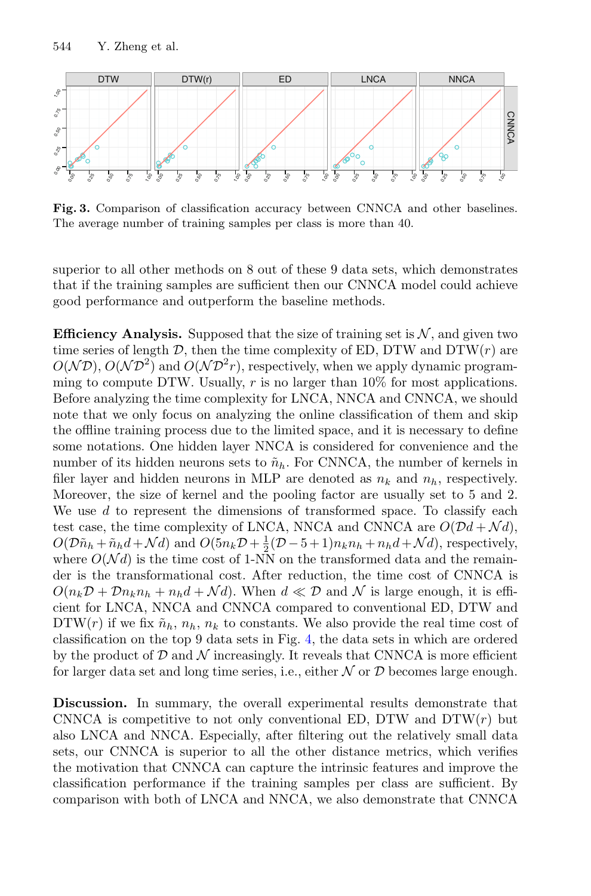**Fig. 3.** Comparison of classification accuracy between CNNCA and other baselines. The average number of training samples per class is more than 40.

superior to all other methods on 8 out of these 9 data sets, which demonstrates that if the training samples are sufficient then our CNNCA model could achieve good performance and outperform the baseline methods.

**Efficiency Analysis.** Supposed that the size of training set is $\mathcal{N}$, and given two time series of length $\mathcal{D}$, then the time complexity of ED, DTW and DTW($r$) are $O(\mathcal{N}\mathcal{D})$, $O(\mathcal{N}\mathcal{D}^2)$ and $O(\mathcal{N}\mathcal{D}^2 r)$, respectively, when we apply dynamic programming to compute DTW. Usually, $r$ is no larger than 10% for most applications. Before analyzing the time complexity for LNCA, NNCA and CNNCA, we should note that we only focus on analyzing the online classification of them and skip the offline training process due to the limited space, and it is necessary to define some notations. One hidden layer NNCA is considered for convenience and the number of its hidden neurons sets to $\tilde{n}_h$. For CNNCA, the number of kernels in filer layer and hidden neurons in MLP are denoted as $n_k$ and $n_h$, respectively. Moreover, the size of kernel and the pooling factor are usually set to 5 and 2. We use $d$ to represent the dimensions of transformed space. To classify each test case, the time complexity of LNCA, NNCA and CNNCA are $O(\mathcal{D}d + \mathcal{N}d)$, $O(\mathcal{D}\tilde{n}_h + \tilde{n}_h d + \mathcal{N}d)$ and $O(5n_k\mathcal{D} + \frac{1}{2}(\mathcal{D} - 5 + 1)n_k n_h + n_h d + \mathcal{N}d)$, respectively, where $O(\mathcal{N}d)$ is the time cost of 1-NN on the transformed data and the remainder is the transformational cost. After reduction, the time cost of CNNCA is $O(n_k\mathcal{D} + \mathcal{D}n_k n_h + n_h d + \mathcal{N}d)$. When $d \ll \mathcal{D}$ and $\mathcal{N}$ is large enough, it is efficient for LNCA, NNCA and CNNCA compared to conventional ED, DTW and DTW($r$) if we fix $\tilde{n}_h$, $n_h$, $n_k$ to constants. We also provide the real time cost of classification on the top 9 data sets in Fig. 4, the data sets in which are ordered by the product of $\mathcal{D}$ and $\mathcal{N}$ increasingly. It reveals that CNNCA is more efficient for larger data set and long time series, i.e., either $\mathcal{N}$ or $\mathcal{D}$ becomes large enough.

**Discussion.** In summary, the overall experimental results demonstrate that CNNCA is competitive to not only conventional ED, DTW and DTW($r$) but also LNCA and NNCA. Especially, after filtering out the relatively small data sets, our CNNCA is superior to all the other distance metrics, which verifies the motivation that CNNCA can capture the intrinsic features and improve the classification performance if the training samples per class are sufficient. By comparison with both of LNCA and NNCA, we also demonstrate that CNNCA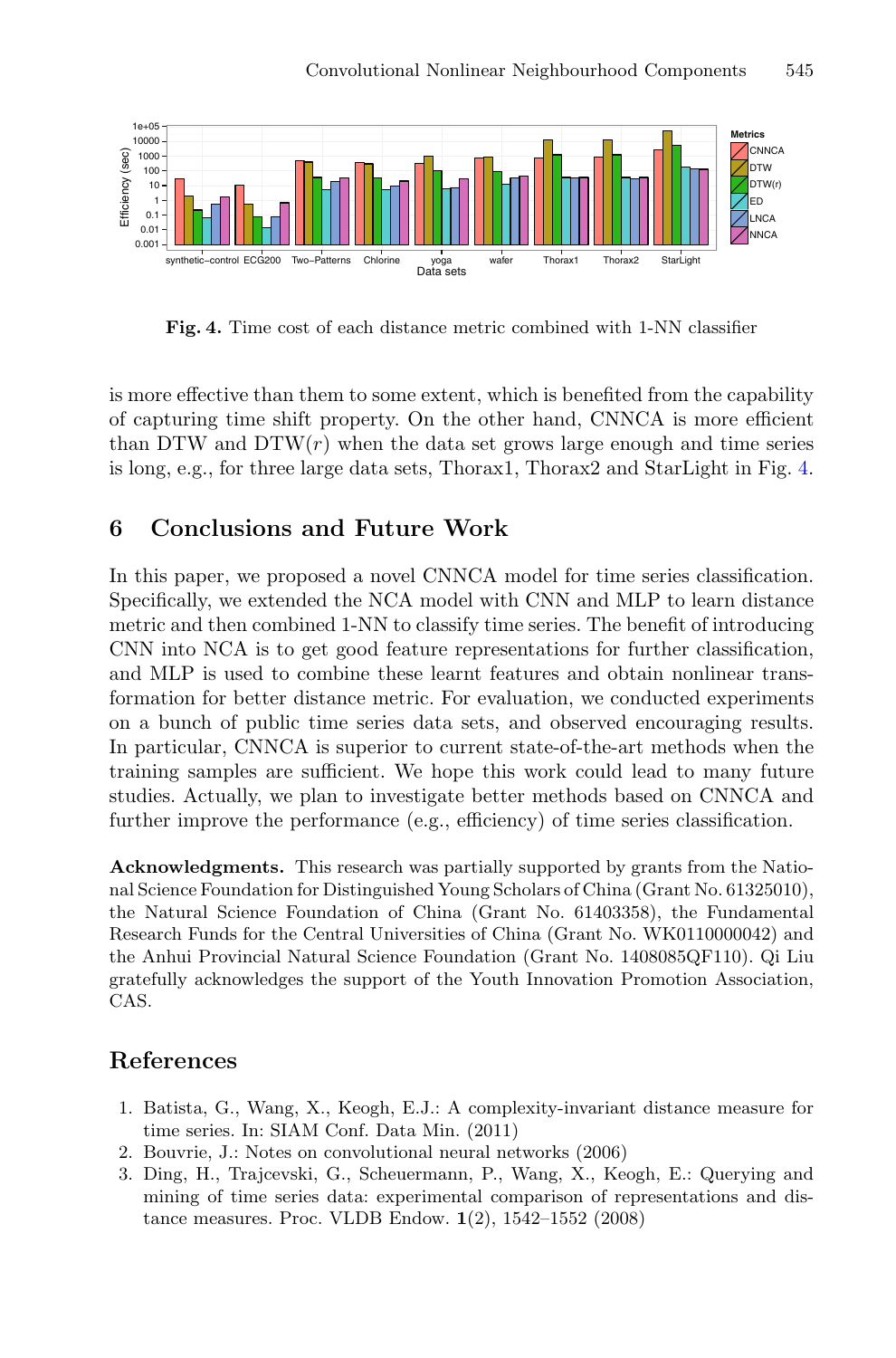**Fig. 4.** Time cost of each distance metric combined with 1-NN classifier

is more effective than them to some extent, which is benefited from the capability of capturing time shift property. On the other hand, CNNCA is more efficient than DTW and DTW($r$) when the data set grows large enough and time series is long, e.g., for three large data sets, Thorax1, Thorax2 and StarLight in Fig. 4.

## 6 Conclusions and Future Work

In this paper, we proposed a novel CNNCA model for time series classification. Specifically, we extended the NCA model with CNN and MLP to learn distance metric and then combined 1-NN to classify time series. The benefit of introducing CNN into NCA is to get good feature representations for further classification, and MLP is used to combine these learnt features and obtain nonlinear transformation for better distance metric. For evaluation, we conducted experiments on a bunch of public time series data sets, and observed encouraging results. In particular, CNNCA is superior to current state-of-the-art methods when the training samples are sufficient. We hope this work could lead to many future studies. Actually, we plan to investigate better methods based on CNNCA and further improve the performance (e.g., efficiency) of time series classification.

**Acknowledgments.** This research was partially supported by grants from the National Science Foundation for Distinguished Young Scholars of China (Grant No. 61325010), the Natural Science Foundation of China (Grant No. 61403358), the Fundamental Research Funds for the Central Universities of China (Grant No. WK0110000042) and the Anhui Provincial Natural Science Foundation (Grant No. 1408085QF110). Qi Liu gratefully acknowledges the support of the Youth Innovation Promotion Association, CAS.

## References

1. Batista, G., Wang, X., Keogh, E.J.: A complexity-invariant distance measure for time series. In: SIAM Conf. Data Min. (2011)
2. Bouvrie, J.: Notes on convolutional neural networks (2006)
3. Ding, H., Trajcevski, G., Scheuermann, P., Wang, X., Keogh, E.: Querying and mining of time series data: experimental comparison of representations and distance measures. Proc. VLDB Endow. **1**(2), 1542–1552 (2008)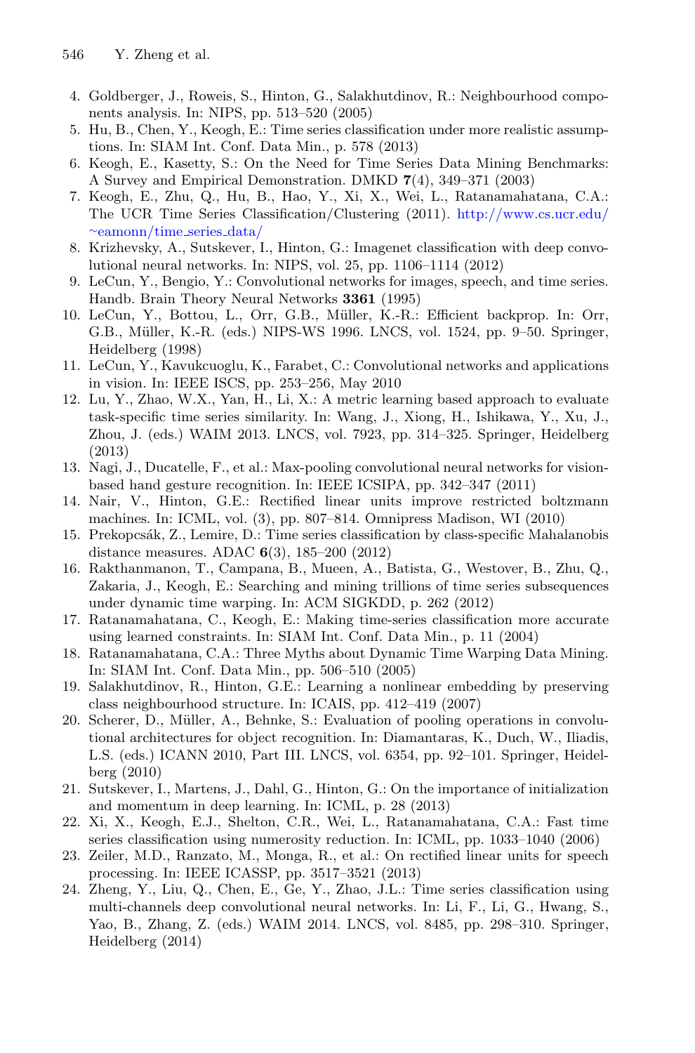4. Goldberger, J., Roweis, S., Hinton, G., Salakhutdinov, R.: Neighbourhood components analysis. In: NIPS, pp. 513–520 (2005)
5. Hu, B., Chen, Y., Keogh, E.: Time series classification under more realistic assumptions. In: SIAM Int. Conf. Data Min., p. 578 (2013)
6. Keogh, E., Kasetty, S.: On the Need for Time Series Data Mining Benchmarks: A Survey and Empirical Demonstration. DMKD **7**(4), 349–371 (2003)
7. Keogh, E., Zhu, Q., Hu, B., Hao, Y., Xi, X., Wei, L., Ratanamahatana, C.A.: The UCR Time Series Classification/Clustering (2011). http://www.cs.ucr.edu/~eamonn/time_series_data/
8. Krizhevsky, A., Sutskever, I., Hinton, G.: Imagenet classification with deep convolutional neural networks. In: NIPS, vol. 25, pp. 1106–1114 (2012)
9. LeCun, Y., Bengio, Y.: Convolutional networks for images, speech, and time series. Handb. Brain Theory Neural Networks **3361** (1995)
10. LeCun, Y., Bottou, L., Orr, G.B., Müller, K.-R.: Efficient backprop. In: Orr, G.B., Müller, K.-R. (eds.) NIPS-WS 1996. LNCS, vol. 1524, pp. 9–50. Springer, Heidelberg (1998)
11. LeCun, Y., Kavukcuoglu, K., Farabet, C.: Convolutional networks and applications in vision. In: IEEE ISCS, pp. 253–256, May 2010
12. Lu, Y., Zhao, W.X., Yan, H., Li, X.: A metric learning based approach to evaluate task-specific time series similarity. In: Wang, J., Xiong, H., Ishikawa, Y., Xu, J., Zhou, J. (eds.) WAIM 2013. LNCS, vol. 7923, pp. 314–325. Springer, Heidelberg (2013)
13. Nagi, J., Ducatelle, F., et al.: Max-pooling convolutional neural networks for vision-based hand gesture recognition. In: IEEE ICSIPA, pp. 342–347 (2011)
14. Nair, V., Hinton, G.E.: Rectified linear units improve restricted boltzmann machines. In: ICML, vol. (3), pp. 807–814. Omnipress Madison, WI (2010)
15. Prekopcsák, Z., Lemire, D.: Time series classification by class-specific Mahalanobis distance measures. ADAC **6**(3), 185–200 (2012)
16. Rakthanmanon, T., Campana, B., Mueen, A., Batista, G., Westover, B., Zhu, Q., Zakaria, J., Keogh, E.: Searching and mining trillions of time series subsequences under dynamic time warping. In: ACM SIGKDD, p. 262 (2012)
17. Ratanamahatana, C., Keogh, E.: Making time-series classification more accurate using learned constraints. In: SIAM Int. Conf. Data Min., p. 11 (2004)
18. Ratanamahatana, C.A.: Three Myths about Dynamic Time Warping Data Mining. In: SIAM Int. Conf. Data Min., pp. 506–510 (2005)
19. Salakhutdinov, R., Hinton, G.E.: Learning a nonlinear embedding by preserving class neighbourhood structure. In: ICAIS, pp. 412–419 (2007)
20. Scherer, D., Müller, A., Behnke, S.: Evaluation of pooling operations in convolutional architectures for object recognition. In: Diamantaras, K., Duch, W., Iliadis, L.S. (eds.) ICANN 2010, Part III. LNCS, vol. 6354, pp. 92–101. Springer, Heidelberg (2010)
21. Sutskever, I., Martens, J., Dahl, G., Hinton, G.: On the importance of initialization and momentum in deep learning. In: ICML, p. 28 (2013)
22. Xi, X., Keogh, E.J., Shelton, C.R., Wei, L., Ratanamahatana, C.A.: Fast time series classification using numerosity reduction. In: ICML, pp. 1033–1040 (2006)
23. Zeiler, M.D., Ranzato, M., Monga, R., et al.: On rectified linear units for speech processing. In: IEEE ICASSP, pp. 3517–3521 (2013)
24. Zheng, Y., Liu, Q., Chen, E., Ge, Y., Zhao, J.L.: Time series classification using multi-channels deep convolutional neural networks. In: Li, F., Li, G., Hwang, S., Yao, B., Zhang, Z. (eds.) WAIM 2014. LNCS, vol. 8485, pp. 298–310. Springer, Heidelberg (2014)